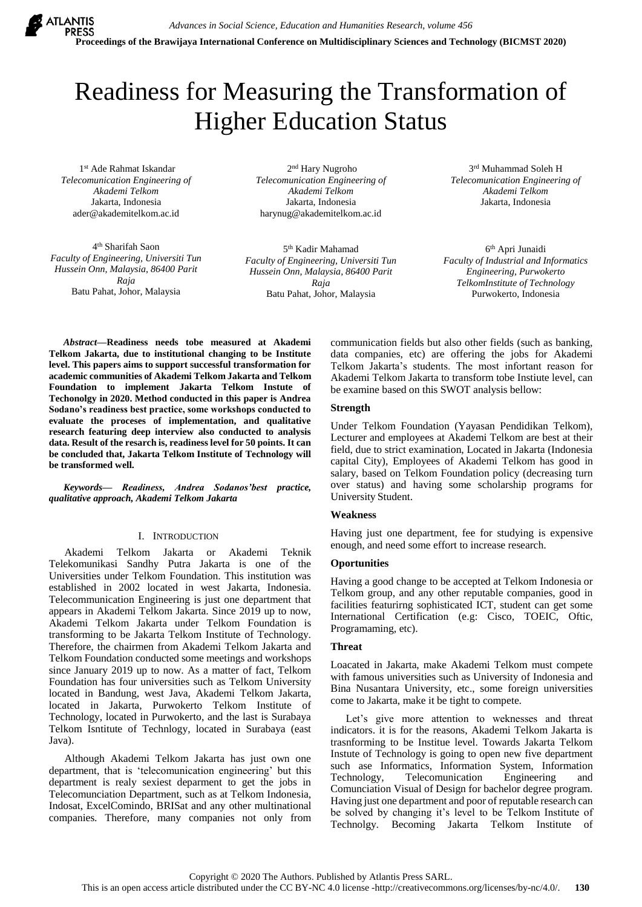// Readiness for Measuring the Transformation of Higher Education Status

1st Ade Rahmat Iskandar
*Telecomunication Engineering of Akademi Telkom*
Jakarta, Indonesia
ader@akademitelkom.ac.id

2nd Hary Nugroho
*Telecomunication Engineering of Akademi Telkom*
Jakarta, Indonesia
harynug@akademitelkom.ac.id

3rd Muhammad Soleh H
*Telecomunication Engineering of Akademi Telkom*
Jakarta, Indonesia

4th Sharifah Saon
*Faculty of Engineering, Universiti Tun Hussein Onn, Malaysia, 86400 Parit Raja*
Batu Pahat, Johor, Malaysia

5th Kadir Mahamad
*Faculty of Engineering, Universiti Tun Hussein Onn, Malaysia, 86400 Parit Raja*
Batu Pahat, Johor, Malaysia

6th Apri Junaidi
*Faculty of Industrial and Informatics Engineering, Purwokerto TelkomInstitute of Technology*
Purwokerto, Indonesia

***Abstract*—Readiness needs tobe measured at Akademi Telkom Jakarta, due to institutional changing to be Institute level. This papers aims to support successful transformation for academic communities of Akademi Telkom Jakarta and Telkom Foundation to implement Jakarta Telkom Instute of Techonolgy in 2020. Method conducted in this paper is Andrea Sodano's readiness best practice, some workshops conducted to evaluate the proceses of implementation, and qualitative research featuring deep interview also conducted to analysis data. Result of the resarch is, readiness level for 50 points. It can be concluded that, Jakarta Telkom Institute of Technology will be transformed well.**

***Keywords*— *Readiness, Andrea Sodanos'best practice, qualitative approach, Akademi Telkom Jakarta***

## I. Introduction

Akademi Telkom Jakarta or Akademi Teknik Telekomunikasi Sandhy Putra Jakarta is one of the Universities under Telkom Foundation. This institution was established in 2002 located in west Jakarta, Indonesia. Telecommunication Engineering is just one department that appears in Akademi Telkom Jakarta. Since 2019 up to now, Akademi Telkom Jakarta under Telkom Foundation is transforming to be Jakarta Telkom Institute of Technology. Therefore, the chairmen from Akademi Telkom Jakarta and Telkom Foundation conducted some meetings and workshops since January 2019 up to now. As a matter of fact, Telkom Foundation has four universities such as Telkom University located in Bandung, west Java, Akademi Telkom Jakarta, located in Jakarta, Purwokerto Telkom Institute of Technology, located in Purwokerto, and the last is Surabaya Telkom Isntitute of Technlogy, located in Surabaya (east Java).

Although Akademi Telkom Jakarta has just own one department, that is 'telecomunication engineering' but this department is realy sexiest deparment to get the jobs in Telecomunciation Department, such as at Telkom Indonesia, Indosat, ExcelComindo, BRISat and any other multinational companies. Therefore, many companies not only from communication fields but also other fields (such as banking, data companies, etc) are offering the jobs for Akademi Telkom Jakarta's students. The most infortant reason for Akademi Telkom Jakarta to transform tobe Instiute level, can be examine based on this SWOT analysis bellow:

**Strength**

Under Telkom Foundation (Yayasan Pendidikan Telkom), Lecturer and employees at Akademi Telkom are best at their field, due to strict examination, Located in Jakarta (Indonesia capital City), Employees of Akademi Telkom has good in salary, based on Telkom Foundation policy (decreasing turn over status) and having some scholarship programs for University Student.

**Weakness**

Having just one department, fee for studying is expensive enough, and need some effort to increase research.

**Oportunities**

Having a good change to be accepted at Telkom Indonesia or Telkom group, and any other reputable companies, good in facilities featurirng sophisticated ICT, student can get some International Certification (e.g: Cisco, TOEIC, Oftic, Programaming, etc).

**Threat**

Loacated in Jakarta, make Akademi Telkom must compete with famous universities such as University of Indonesia and Bina Nusantara University, etc., some foreign universities come to Jakarta, make it be tight to compete.

Let's give more attention to weknesses and threat indicators. it is for the reasons, Akademi Telkom Jakarta is trasnforming to be Institue level. Towards Jakarta Telkom Instute of Technology is going to open new five department such ase Informatics, Information System, Information Technology, Telecomunication Engineering and Comunciation Visual of Design for bachelor degree program. Having just one department and poor of reputable research can be solved by changing it's level to be Telkom Institute of Technolgy. Becoming Jakarta Telkom Institute of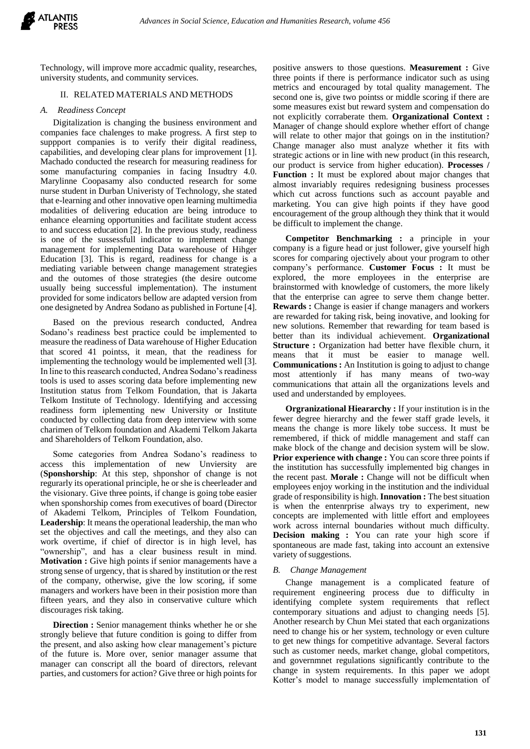Technology, will improve more accadmic quality, researches, university students, and community services.

## II. RELATED MATERIALS AND METHODS

### *A. Readiness Concept*

Digitalization is changing the business environment and companies face chalenges to make progress. A first step to suppport companies is to verify their digital readiness, capabilities, and developing clear plans for improvement [1]. Machado conducted the research for measuring readiness for some manufacturing companies in facing Insudtry 4.0. Marylinne Coopasamy also conducted research for some nurse student in Durban Univeristy of Technology, she stated that e-learning and other innovative open learning multimedia modalities of delivering education are being introduce to enhance elearning opportunities and facilitate student access to and success education [2]. In the previous study, readiness is one of the sussessfull indicator to implement change management for implementing Data warehouse of Hihger Education [3]. This is regard, readiness for change is a mediating variable between change management strategies and the outomes of those strategies (the desire outcome usually being successful implementation). The instument provided for some indicators bellow are adapted version from one designeted by Andrea Sodano as published in Fortune [4].

Based on the previous research conducted, Andrea Sodano's readiness best practice could be implemented to measure the readiness of Data warehouse of Higher Education that scored 41 pointss, it mean, that the readiness for implementing the technology would be implemented well [3]. In line to this reasearch conducted, Andrea Sodano's readiness tools is used to asses scoring data before implementing new Institution status from Telkom Foundation, that is Jakarta Telkom Institute of Technology. Identifying and accessing readiness form iplementing new University or Institute conducted by collecting data from deep interview with some charimen of Telkom foundation and Akademi Telkom Jakarta and Shareholders of Telkom Foundation, also.

Some categories from Andrea Sodano's readiness to access this implementation of new Unviersity are (**Sponshorship**: At this step, shponshor of change is not regurarly its operational principle, he or she is cheerleader and the visionary. Give three points, if change is going tobe easier when sponshorship comes from executives of board (Director of Akademi Telkom, Principles of Telkom Foundation, **Leadership**: It means the operational leadership, the man who set the objectives and call the meetings, and they also can work overtime, if chief of director is in high level, has "ownership", and has a clear business result in mind. **Motivation :** Give high points if senior managements have a strong sense of urgency, that is shared by institution or the rest of the company, otherwise, give the low scoring, if some managers and workers have been in their posistion more than fifteen years, and they also in conservative culture which discourages risk taking.

**Direction :** Senior management thinks whether he or she strongly believe that future condition is going to differ from the present, and also asking how clear management's picture of the future is. More over, senior manager assume that manager can conscript all the board of directors, relevant parties, and customers for action? Give three or high points for positive answers to those questions. **Measurement :** Give three points if there is performance indicator such as using metrics and encouraged by total quality management. The second one is, give two pointss or middle scoring if there are some measures exist but reward system and compensation do not explicitly corraberate them. **Organizational Context :** Manager of change should explore whether effort of change will relate to other major that goings on in the institution? Change manager also must analyze whether it fits with strategic actions or in line with new product (in this research, our product is service from higher education). **Processes / Function :** It must be explored about major changes that almost invariably requires redesigning business processes which cut across functions such as account payable and marketing. You can give high points if they have good encouragement of the group although they think that it would be difficult to implement the change.

**Competitor Benchmarking :** a principle in your company is a figure head or just follower, give yourself high scores for comparing ojectively about your program to other company's performance. **Customer Focus :** It must be explored, the more employees in the enterprise are brainstormed with knowledge of customers, the more likely that the enterprise can agree to serve them change better. **Rewards :** Change is easier if change managers and workers are rewarded for taking risk, being inovative, and looking for new solutions. Remember that rewarding for team based is better than its individual achievement. **Organizational Structure :** Organization had better have flexible churn, it means that it must be easier to manage well. **Communications :** An Institution is going to adjust to change most attentionly if has many means of two-way communications that attain all the organizations levels and used and understanded by employees.

**Orgranizational Hieararchy :** If your institution is in the fewer degree hierarchy and the fewer staff grade levels, it means the change is more likely tobe success. It must be remembered, if thick of middle management and staff can make block of the change and decision system will be slow. **Prior experience with change :** You can score three points if the institution has successfully implemented big changes in the recent past. **Morale :** Change will not be difficult when employees enjoy working in the institution and the individual grade of responsibility is high. **Innovation :** The best situation is when the entenrprise always try to experiment, new concepts are implemented with little effort and employees work across internal boundaries without much difficulty. **Decision making :** You can rate your high score if spontaneous are made fast, taking into account an extensive variety of suggestions.

### *B. Change Management*

Change management is a complicated feature of requirement engineering process due to difficulty in identifying complete system requirements that reflect contemporary situations and adjust to changing needs [5]. Another research by Chun Mei stated that each organizations need to change his or her system, technology or even culture to get new things for competitive advantage. Several factors such as customer needs, market change, global competitors, and governmnet regulations significantly contribute to the change in system requirements. In this paper we adopt Kotter's model to manage successfully implementation of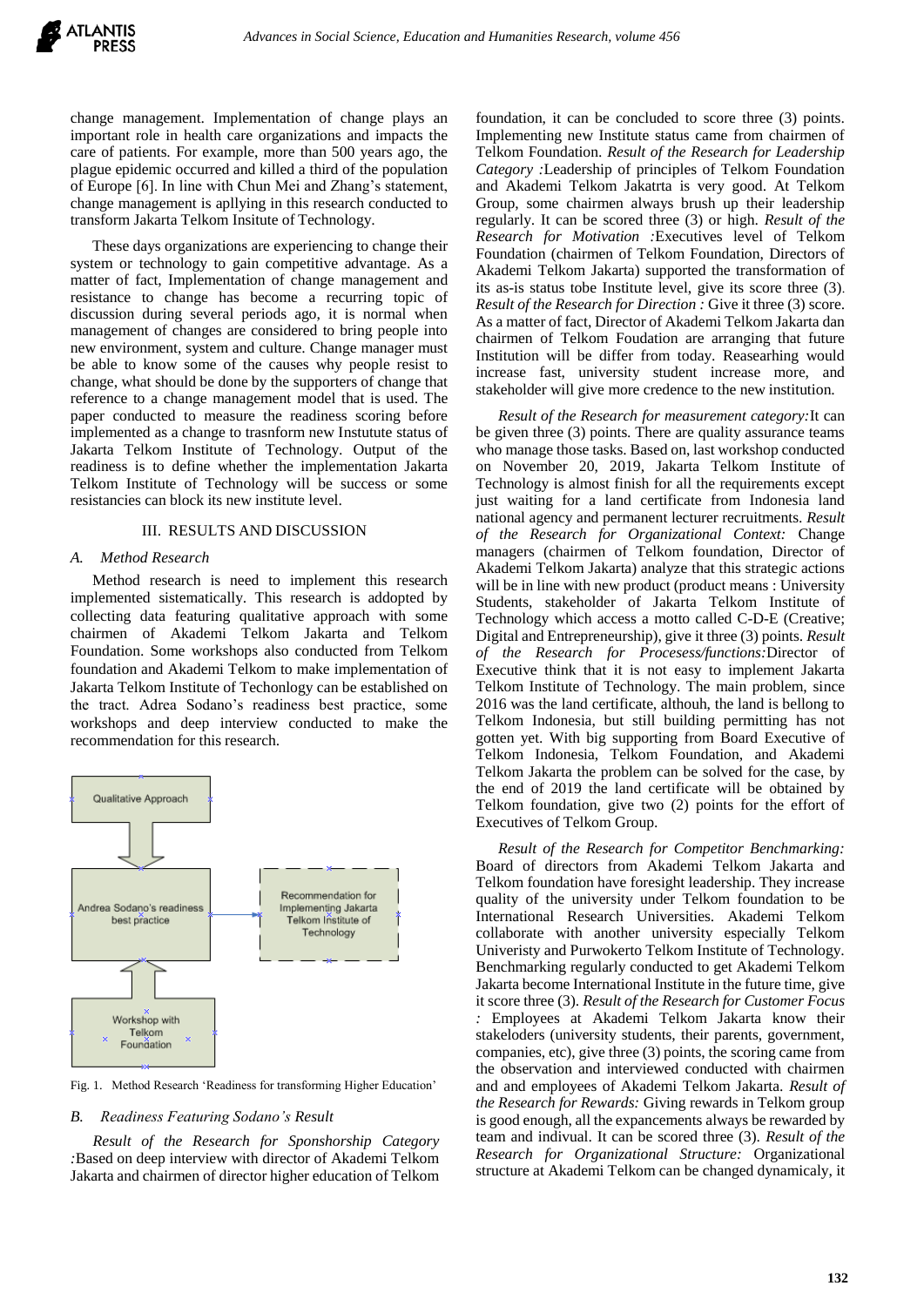change management. Implementation of change plays an important role in health care organizations and impacts the care of patients. For example, more than 500 years ago, the plague epidemic occurred and killed a third of the population of Europe [6]. In line with Chun Mei and Zhang's statement, change management is apllying in this research conducted to transform Jakarta Telkom Insitute of Technology.

These days organizations are experiencing to change their system or technology to gain competitive advantage. As a matter of fact, Implementation of change management and resistance to change has become a recurring topic of discussion during several periods ago, it is normal when management of changes are considered to bring people into new environment, system and culture. Change manager must be able to know some of the causes why people resist to change, what should be done by the supporters of change that reference to a change management model that is used. The paper conducted to measure the readiness scoring before implemented as a change to trasnform new Instutute status of Jakarta Telkom Institute of Technology. Output of the readiness is to define whether the implementation Jakarta Telkom Institute of Technology will be success or some resistancies can block its new institute level.

## III. RESULTS AND DISCUSSION

### *A. Method Research*

Method research is need to implement this research implemented sistematically. This research is addopted by collecting data featuring qualitative approach with some chairmen of Akademi Telkom Jakarta and Telkom Foundation. Some workshops also conducted from Telkom foundation and Akademi Telkom to make implementation of Jakarta Telkom Institute of Techonlogy can be established on the tract. Adrea Sodano's readiness best practice, some workshops and deep interview conducted to make the recommendation for this research.

Qualitative Approach

Andrea Sodano's readiness best practice

Recommendation for Implementing Jakarta Telkom Institute of Technology

Workshop with Telkom Foundation

Fig. 1. Method Research 'Readiness for transforming Higher Education'

### *B. Readiness Featuring Sodano's Result*

*Result of the Research for Sponshorship Category :*Based on deep interview with director of Akademi Telkom Jakarta and chairmen of director higher education of Telkom foundation, it can be concluded to score three (3) points. Implementing new Institute status came from chairmen of Telkom Foundation. *Result of the Research for Leadership Category :*Leadership of principles of Telkom Foundation and Akademi Telkom Jakatrta is very good. At Telkom Group, some chairmen always brush up their leadership regularly. It can be scored three (3) or high. *Result of the Research for Motivation :*Executives level of Telkom Foundation (chairmen of Telkom Foundation, Directors of Akademi Telkom Jakarta) supported the transformation of its as-is status tobe Institute level, give its score three (3). *Result of the Research for Direction :* Give it three (3) score. As a matter of fact, Director of Akademi Telkom Jakarta dan chairmen of Telkom Foudation are arranging that future Institution will be differ from today. Reasearhing would increase fast, university student increase more, and stakeholder will give more credence to the new institution.

*Result of the Research for measurement category:*It can be given three (3) points. There are quality assurance teams who manage those tasks. Based on, last workshop conducted on November 20, 2019, Jakarta Telkom Institute of Technology is almost finish for all the requirements except just waiting for a land certificate from Indonesia land national agency and permanent lecturer recruitments. *Result of the Research for Organizational Context:* Change managers (chairmen of Telkom foundation, Director of Akademi Telkom Jakarta) analyze that this strategic actions will be in line with new product (product means : University Students, stakeholder of Jakarta Telkom Institute of Technology which access a motto called C-D-E (Creative; Digital and Entrepreneurship), give it three (3) points. *Result of the Research for Procesess/functions:*Director of Executive think that it is not easy to implement Jakarta Telkom Institute of Technology. The main problem, since 2016 was the land certificate, althouh, the land is bellong to Telkom Indonesia, but still building permitting has not gotten yet. With big supporting from Board Executive of Telkom Indonesia, Telkom Foundation, and Akademi Telkom Jakarta the problem can be solved for the case, by the end of 2019 the land certificate will be obtained by Telkom foundation, give two (2) points for the effort of Executives of Telkom Group.

*Result of the Research for Competitor Benchmarking:* Board of directors from Akademi Telkom Jakarta and Telkom foundation have foresight leadership. They increase quality of the university under Telkom foundation to be International Research Universities. Akademi Telkom collaborate with another university especially Telkom Univeristy and Purwokerto Telkom Institute of Technology. Benchmarking regularly conducted to get Akademi Telkom Jakarta become International Institute in the future time, give it score three (3). *Result of the Research for Customer Focus :* Employees at Akademi Telkom Jakarta know their stakeloders (university students, their parents, government, companies, etc), give three (3) points, the scoring came from the observation and interviewed conducted with chairmen and and employees of Akademi Telkom Jakarta. *Result of the Research for Rewards:* Giving rewards in Telkom group is good enough, all the expancements always be rewarded by team and indivual. It can be scored three (3). *Result of the Research for Organizational Structure:* Organizational structure at Akademi Telkom can be changed dynamicaly, it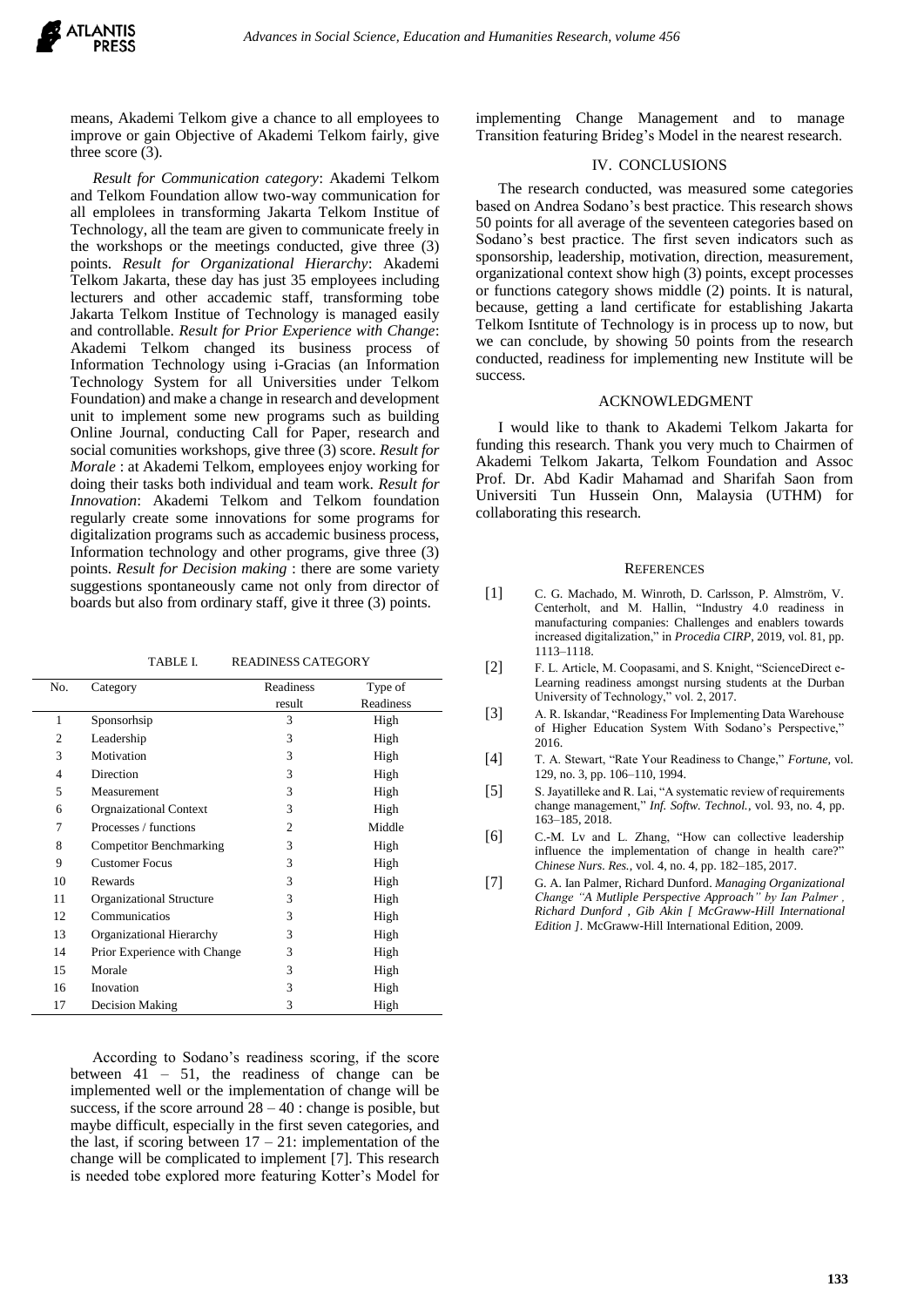means, Akademi Telkom give a chance to all employees to improve or gain Objective of Akademi Telkom fairly, give three score (3).

*Result for Communication category*: Akademi Telkom and Telkom Foundation allow two-way communication for all emplolees in transforming Jakarta Telkom Institue of Technology, all the team are given to communicate freely in the workshops or the meetings conducted, give three (3) points. *Result for Organizational Hierarchy*: Akademi Telkom Jakarta, these day has just 35 employees including lecturers and other accademic staff, transforming tobe Jakarta Telkom Institue of Technology is managed easily and controllable. *Result for Prior Experience with Change*: Akademi Telkom changed its business process of Information Technology using i-Gracias (an Information Technology System for all Universities under Telkom Foundation) and make a change in research and development unit to implement some new programs such as building Online Journal, conducting Call for Paper, research and social comunities workshops, give three (3) score. *Result for Morale* : at Akademi Telkom, employees enjoy working for doing their tasks both individual and team work. *Result for Innovation*: Akademi Telkom and Telkom foundation regularly create some innovations for some programs for digitalization programs such as accademic business process, Information technology and other programs, give three (3) points. *Result for Decision making* : there are some variety suggestions spontaneously came not only from director of boards but also from ordinary staff, give it three (3) points.

TABLE I. READINESS CATEGORY

| No. | Category | Readiness result | Type of Readiness |
|---|---|---|---|
| 1 | Sponsorhsip | 3 | High |
| 2 | Leadership | 3 | High |
| 3 | Motivation | 3 | High |
| 4 | Direction | 3 | High |
| 5 | Measurement | 3 | High |
| 6 | Orgnaizational Context | 3 | High |
| 7 | Processes / functions | 2 | Middle |
| 8 | Competitor Benchmarking | 3 | High |
| 9 | Customer Focus | 3 | High |
| 10 | Rewards | 3 | High |
| 11 | Organizational Structure | 3 | High |
| 12 | Communicatios | 3 | High |
| 13 | Organizational Hierarchy | 3 | High |
| 14 | Prior Experience with Change | 3 | High |
| 15 | Morale | 3 | High |
| 16 | Inovation | 3 | High |
| 17 | Decision Making | 3 | High |

According to Sodano's readiness scoring, if the score between 41 – 51, the readiness of change can be implemented well or the implementation of change will be success, if the score arround 28 – 40 : change is posible, but maybe difficult, especially in the first seven categories, and the last, if scoring between 17 – 21: implementation of the change will be complicated to implement [7]. This research is needed tobe explored more featuring Kotter's Model for implementing Change Management and to manage Transition featuring Brideg's Model in the nearest research.

## IV. CONCLUSIONS

The research conducted, was measured some categories based on Andrea Sodano's best practice. This research shows 50 points for all average of the seventeen categories based on Sodano's best practice. The first seven indicators such as sponsorship, leadership, motivation, direction, measurement, organizational context show high (3) points, except processes or functions category shows middle (2) points. It is natural, because, getting a land certificate for establishing Jakarta Telkom Isntitute of Technology is in process up to now, but we can conclude, by showing 50 points from the research conducted, readiness for implementing new Institute will be success.

## ACKNOWLEDGMENT

I would like to thank to Akademi Telkom Jakarta for funding this research. Thank you very much to Chairmen of Akademi Telkom Jakarta, Telkom Foundation and Assoc Prof. Dr. Abd Kadir Mahamad and Sharifah Saon from Universiti Tun Hussein Onn, Malaysia (UTHM) for collaborating this research.

## REFERENCES

[1] C. G. Machado, M. Winroth, D. Carlsson, P. Almström, V. Centerholt, and M. Hallin, "Industry 4.0 readiness in manufacturing companies: Challenges and enablers towards increased digitalization," in *Procedia CIRP*, 2019, vol. 81, pp. 1113–1118.

[2] F. L. Article, M. Coopasami, and S. Knight, "ScienceDirect e-Learning readiness amongst nursing students at the Durban University of Technology," vol. 2, 2017.

[3] A. R. Iskandar, "Readiness For Implementing Data Warehouse of Higher Education System With Sodano's Perspective," 2016.

[4] T. A. Stewart, "Rate Your Readiness to Change," *Fortune*, vol. 129, no. 3, pp. 106–110, 1994.

[5] S. Jayatilleke and R. Lai, "A systematic review of requirements change management," *Inf. Softw. Technol.*, vol. 93, no. 4, pp. 163–185, 2018.

[6] C.-M. Lv and L. Zhang, "How can collective leadership influence the implementation of change in health care?" *Chinese Nurs. Res.*, vol. 4, no. 4, pp. 182–185, 2017.

[7] G. A. Ian Palmer, Richard Dunford. *Managing Organizational Change "A Mutliple Perspective Approach" by Ian Palmer , Richard Dunford , Gib Akin [ McGraww-Hill International Edition ]*. McGraww-Hill International Edition, 2009.